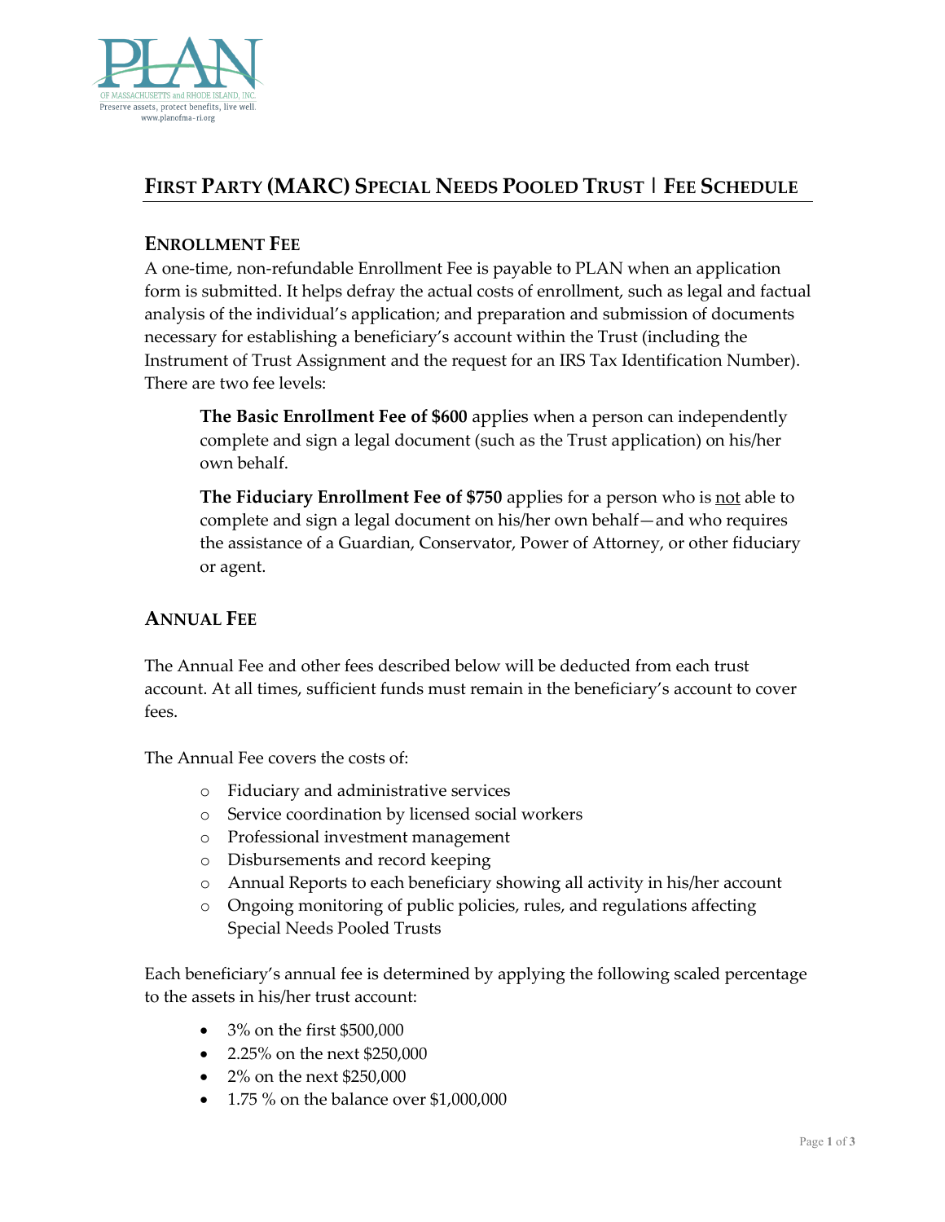PLAN OF MASSACHUSETTS and RHODE ISLAND, INC.
Preserve assets, protect benefits, live well.
www.planofma-ri.org

# FIRST PARTY (MARC) SPECIAL NEEDS POOLED TRUST | FEE SCHEDULE

## ENROLLMENT FEE

A one-time, non-refundable Enrollment Fee is payable to PLAN when an application form is submitted. It helps defray the actual costs of enrollment, such as legal and factual analysis of the individual's application; and preparation and submission of documents necessary for establishing a beneficiary's account within the Trust (including the Instrument of Trust Assignment and the request for an IRS Tax Identification Number). There are two fee levels:

> **The Basic Enrollment Fee of $600** applies when a person can independently complete and sign a legal document (such as the Trust application) on his/her own behalf.
>
> **The Fiduciary Enrollment Fee of $750** applies for a person who is <u>not</u> able to complete and sign a legal document on his/her own behalf—and who requires the assistance of a Guardian, Conservator, Power of Attorney, or other fiduciary or agent.

## ANNUAL FEE

The Annual Fee and other fees described below will be deducted from each trust account. At all times, sufficient funds must remain in the beneficiary's account to cover fees.

The Annual Fee covers the costs of:

- Fiduciary and administrative services
- Service coordination by licensed social workers
- Professional investment management
- Disbursements and record keeping
- Annual Reports to each beneficiary showing all activity in his/her account
- Ongoing monitoring of public policies, rules, and regulations affecting Special Needs Pooled Trusts

Each beneficiary's annual fee is determined by applying the following scaled percentage to the assets in his/her trust account:

- 3% on the first $500,000
- 2.25% on the next $250,000
- 2% on the next $250,000
- 1.75 % on the balance over $1,000,000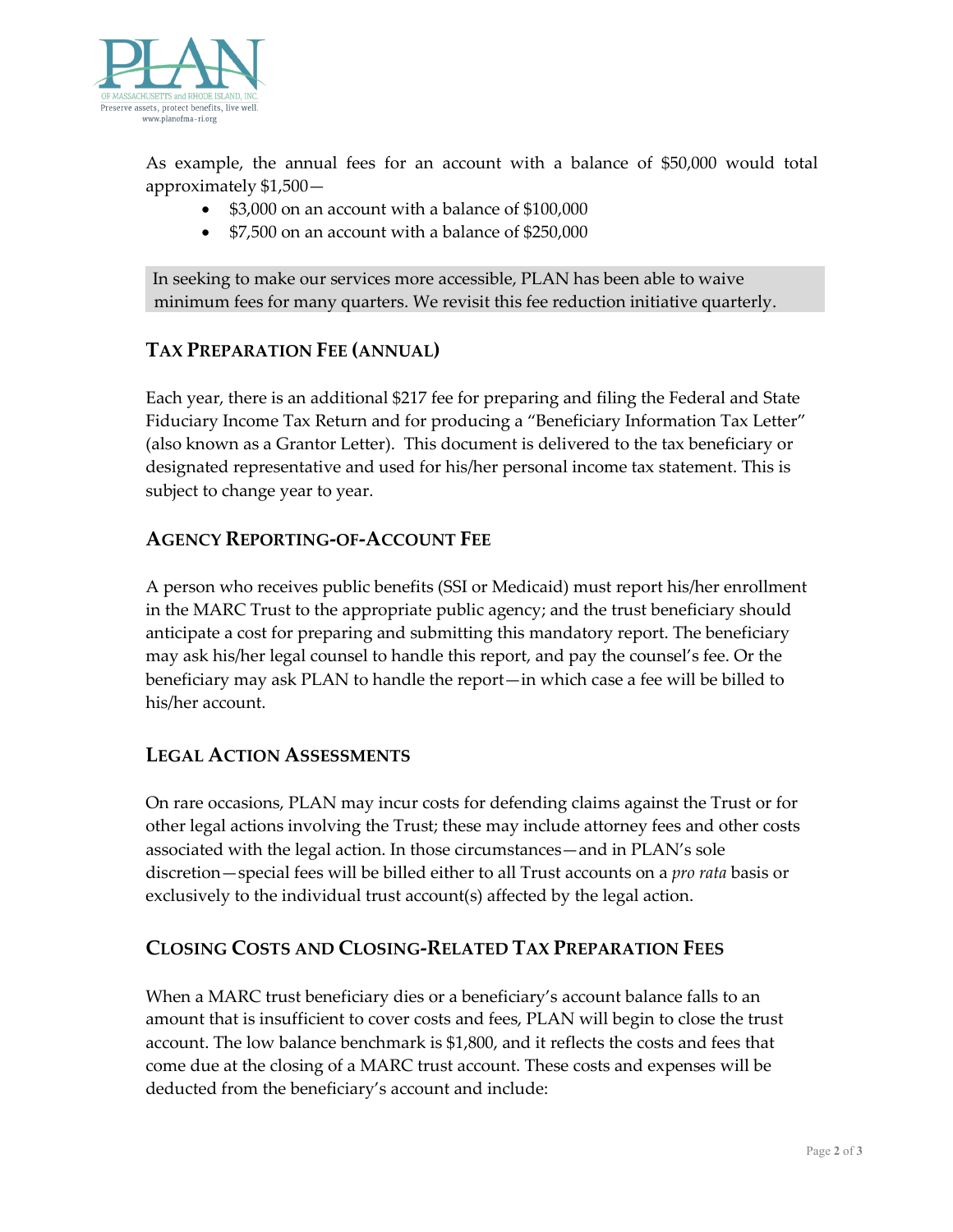As example, the annual fees for an account with a balance of $50,000 would total approximately $1,500—

- $3,000 on an account with a balance of $100,000
- $7,500 on an account with a balance of $250,000

In seeking to make our services more accessible, PLAN has been able to waive minimum fees for many quarters. We revisit this fee reduction initiative quarterly.

## Tax Preparation Fee (annual)

Each year, there is an additional $217 fee for preparing and filing the Federal and State Fiduciary Income Tax Return and for producing a "Beneficiary Information Tax Letter" (also known as a Grantor Letter). This document is delivered to the tax beneficiary or designated representative and used for his/her personal income tax statement. This is subject to change year to year.

## Agency Reporting-of-Account Fee

A person who receives public benefits (SSI or Medicaid) must report his/her enrollment in the MARC Trust to the appropriate public agency; and the trust beneficiary should anticipate a cost for preparing and submitting this mandatory report. The beneficiary may ask his/her legal counsel to handle this report, and pay the counsel's fee. Or the beneficiary may ask PLAN to handle the report—in which case a fee will be billed to his/her account.

## Legal Action Assessments

On rare occasions, PLAN may incur costs for defending claims against the Trust or for other legal actions involving the Trust; these may include attorney fees and other costs associated with the legal action. In those circumstances—and in PLAN's sole discretion—special fees will be billed either to all Trust accounts on a *pro rata* basis or exclusively to the individual trust account(s) affected by the legal action.

## Closing Costs and Closing-Related Tax Preparation Fees

When a MARC trust beneficiary dies or a beneficiary's account balance falls to an amount that is insufficient to cover costs and fees, PLAN will begin to close the trust account. The low balance benchmark is $1,800, and it reflects the costs and fees that come due at the closing of a MARC trust account. These costs and expenses will be deducted from the beneficiary's account and include: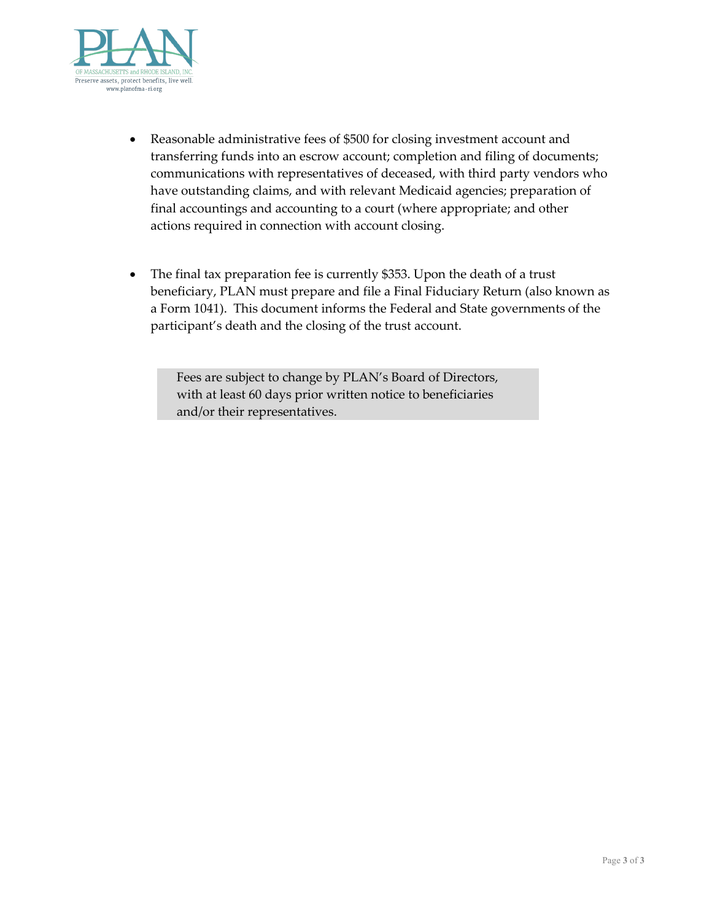- Reasonable administrative fees of $500 for closing investment account and transferring funds into an escrow account; completion and filing of documents; communications with representatives of deceased, with third party vendors who have outstanding claims, and with relevant Medicaid agencies; preparation of final accountings and accounting to a court (where appropriate; and other actions required in connection with account closing.

- The final tax preparation fee is currently $353. Upon the death of a trust beneficiary, PLAN must prepare and file a Final Fiduciary Return (also known as a Form 1041). This document informs the Federal and State governments of the participant's death and the closing of the trust account.

> Fees are subject to change by PLAN's Board of Directors, with at least 60 days prior written notice to beneficiaries and/or their representatives.